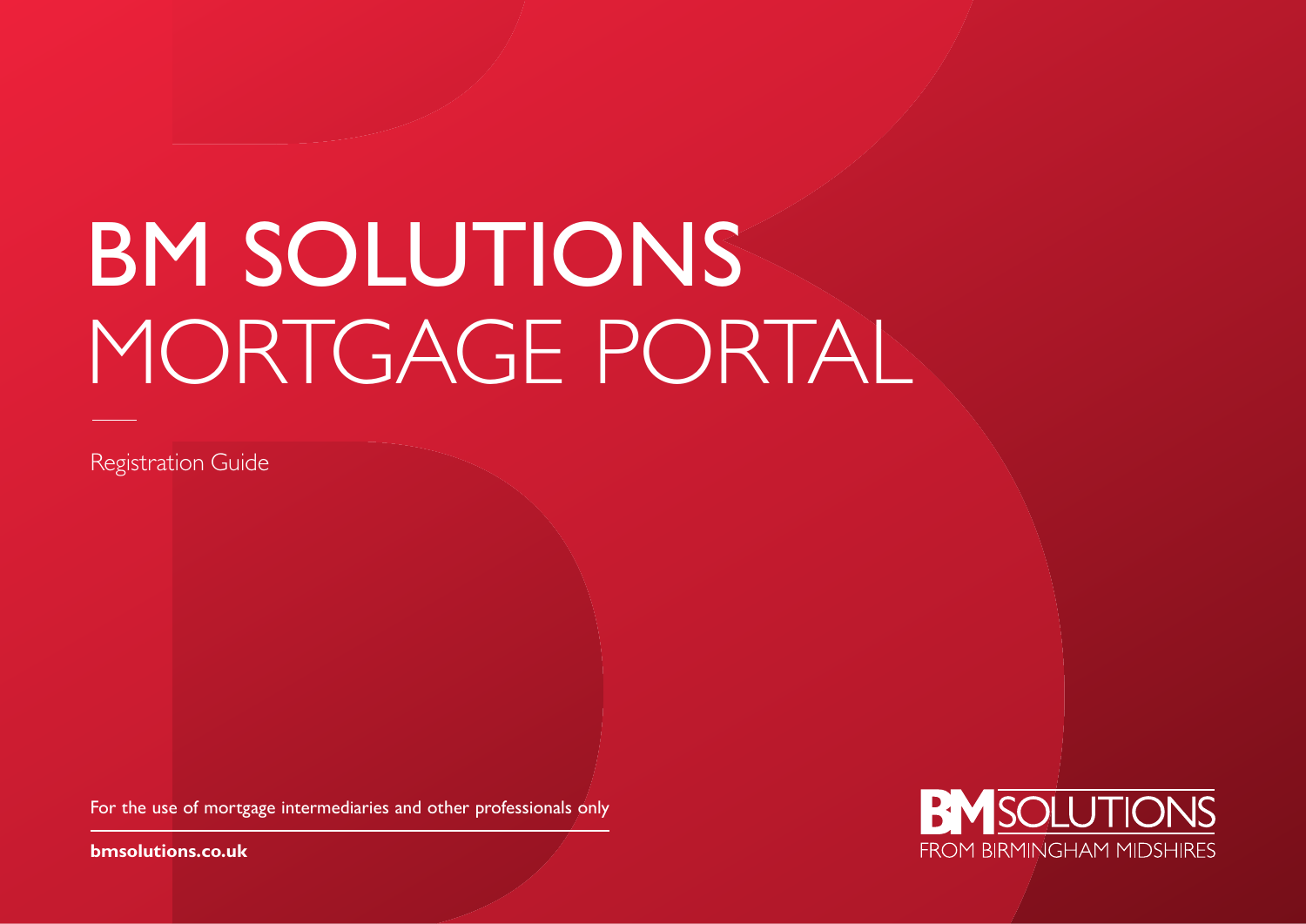# BM SOLUTIONS MORTGAGE PORTAL

Registration Guide

For the use of mortgage intermediaries and other professionals only

**bmsolutions.co.uk**

BM SOLUTIONS
FROM BIRMINGHAM MIDSHIRES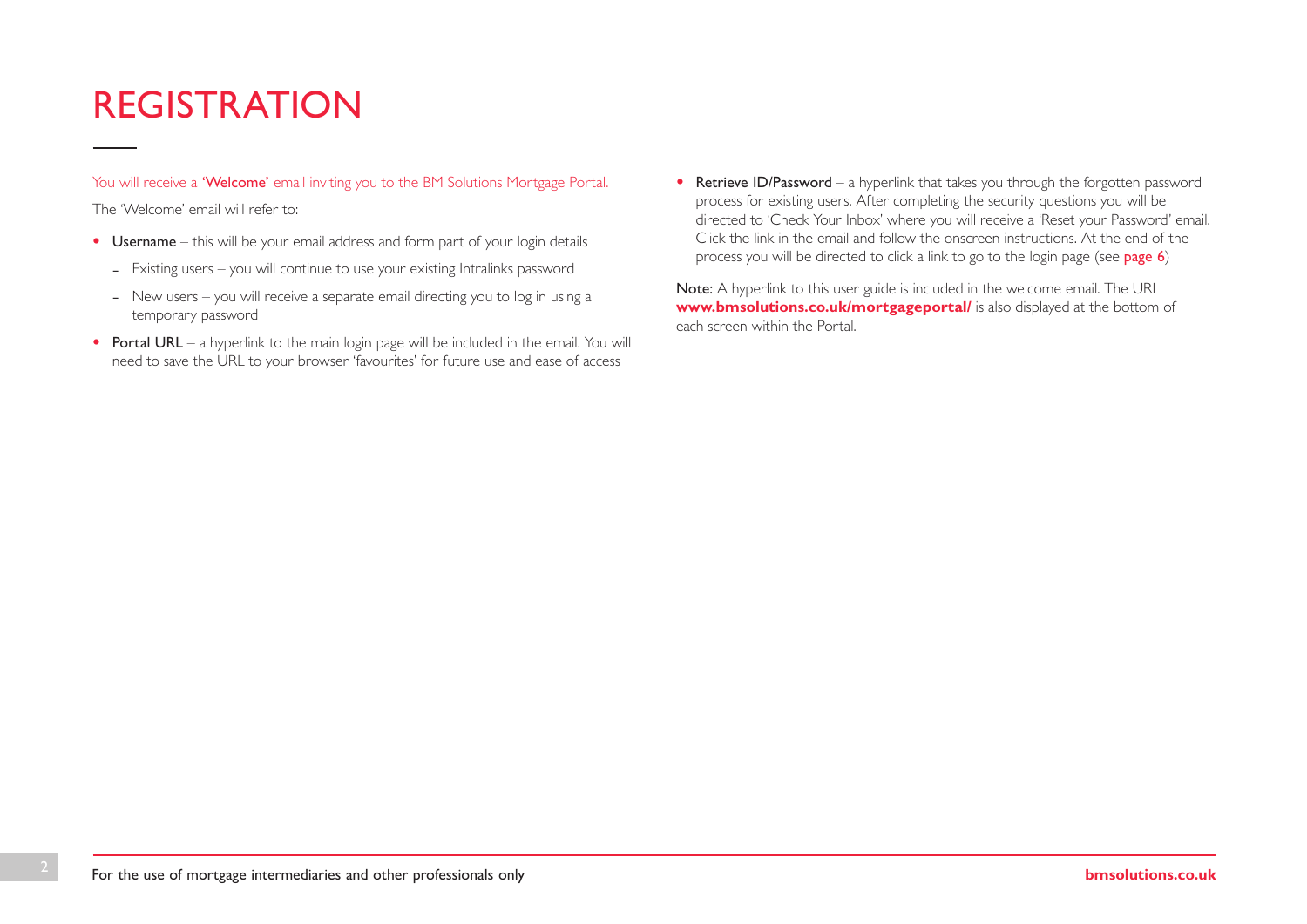# REGISTRATION

You will receive a **'Welcome'** email inviting you to the BM Solutions Mortgage Portal.

The 'Welcome' email will refer to:

- **Username** – this will be your email address and form part of your login details
  - Existing users – you will continue to use your existing Intralinks password
  - New users – you will receive a separate email directing you to log in using a temporary password
- **Portal URL** – a hyperlink to the main login page will be included in the email. You will need to save the URL to your browser 'favourites' for future use and ease of access
- **Retrieve ID/Password** – a hyperlink that takes you through the forgotten password process for existing users. After completing the security questions you will be directed to 'Check Your Inbox' where you will receive a 'Reset your Password' email. Click the link in the email and follow the onscreen instructions. At the end of the process you will be directed to click a link to go to the login page (see **page 6**)

**Note:** A hyperlink to this user guide is included in the welcome email. The URL **www.bmsolutions.co.uk/mortgageportal/** is also displayed at the bottom of each screen within the Portal.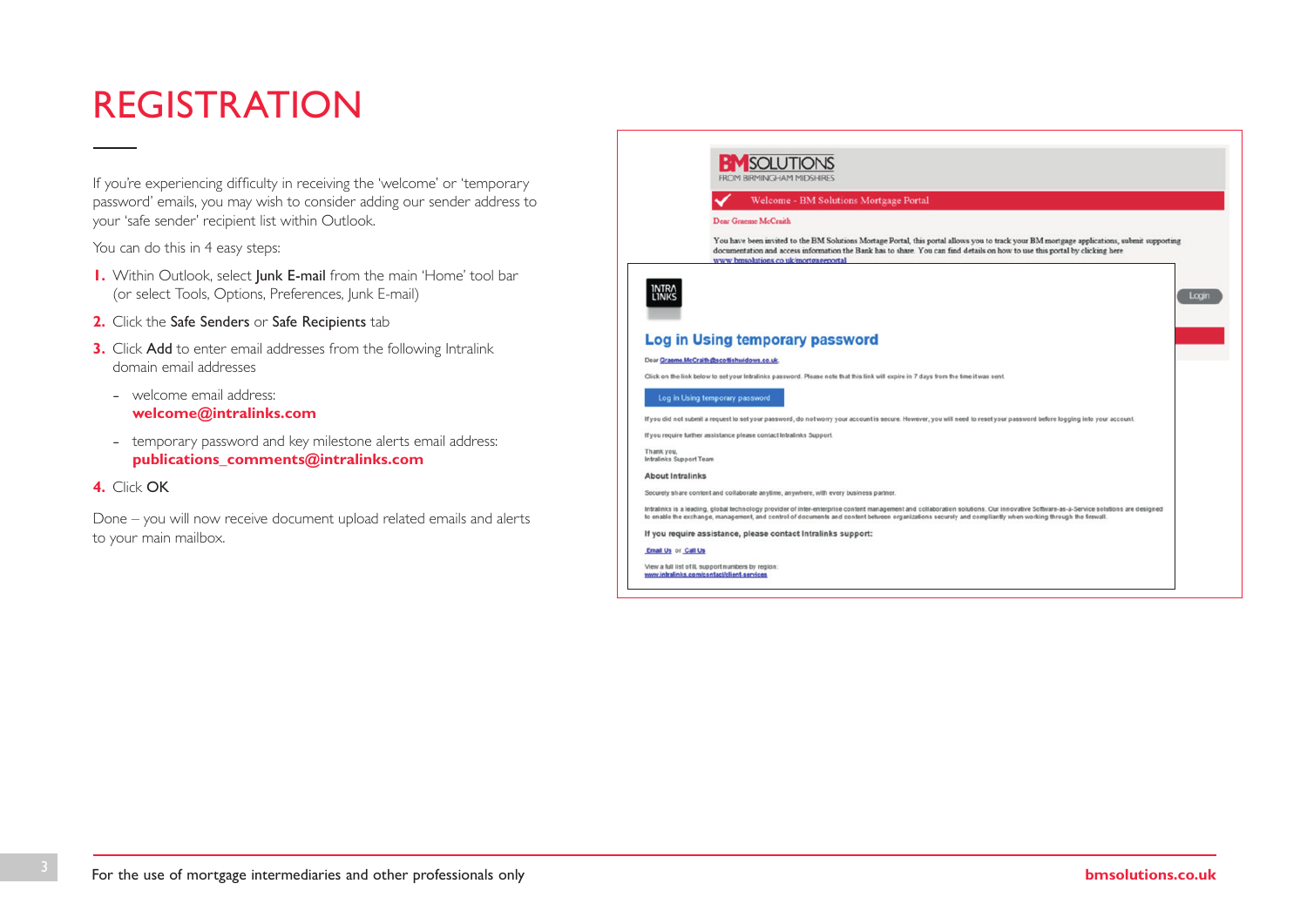# REGISTRATION

If you're experiencing difficulty in receiving the 'welcome' or 'temporary password' emails, you may wish to consider adding our sender address to your 'safe sender' recipient list within Outlook.

You can do this in 4 easy steps:

1. Within Outlook, select **Junk E-mail** from the main 'Home' tool bar (or select Tools, Options, Preferences, Junk E-mail)
2. Click the **Safe Senders** or **Safe Recipients** tab
3. Click **Add** to enter email addresses from the following Intralink domain email addresses
   - welcome email address: **welcome@intralinks.com**
   - temporary password and key milestone alerts email address: **publications_comments@intralinks.com**
4. Click **OK**

Done – you will now receive document upload related emails and alerts to your main mailbox.

For the use of mortgage intermediaries and other professionals only

bmsolutions.co.uk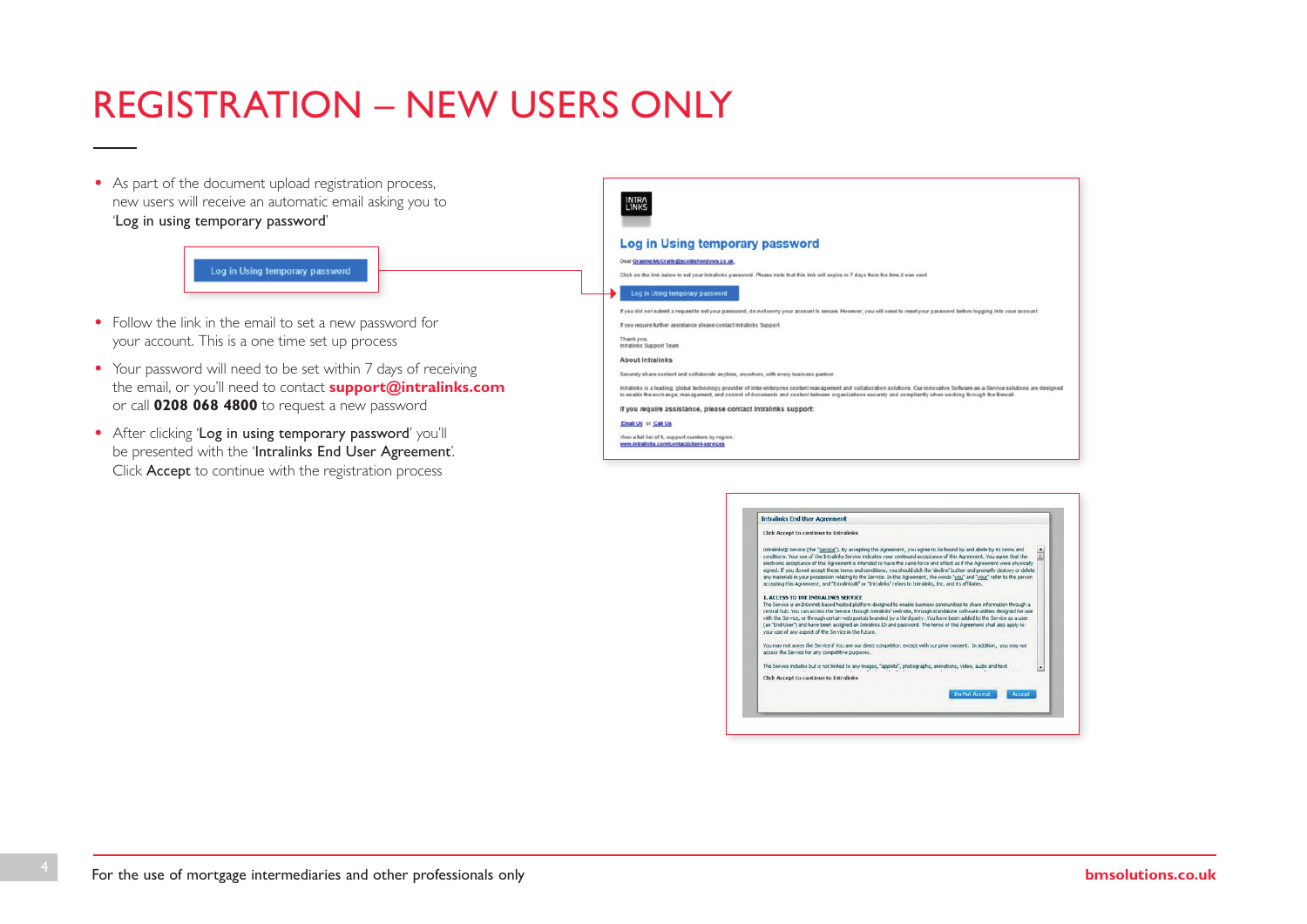# REGISTRATION – NEW USERS ONLY

- As part of the document upload registration process, new users will receive an automatic email asking you to 'Log in using temporary password'
- Follow the link in the email to set a new password for your account. This is a one time set up process
- Your password will need to be set within 7 days of receiving the email, or you'll need to contact **support@intralinks.com** or call **0208 068 4800** to request a new password
- After clicking 'Log in using temporary password' you'll be presented with the 'Intralinks End User Agreement'. Click **Accept** to continue with the registration process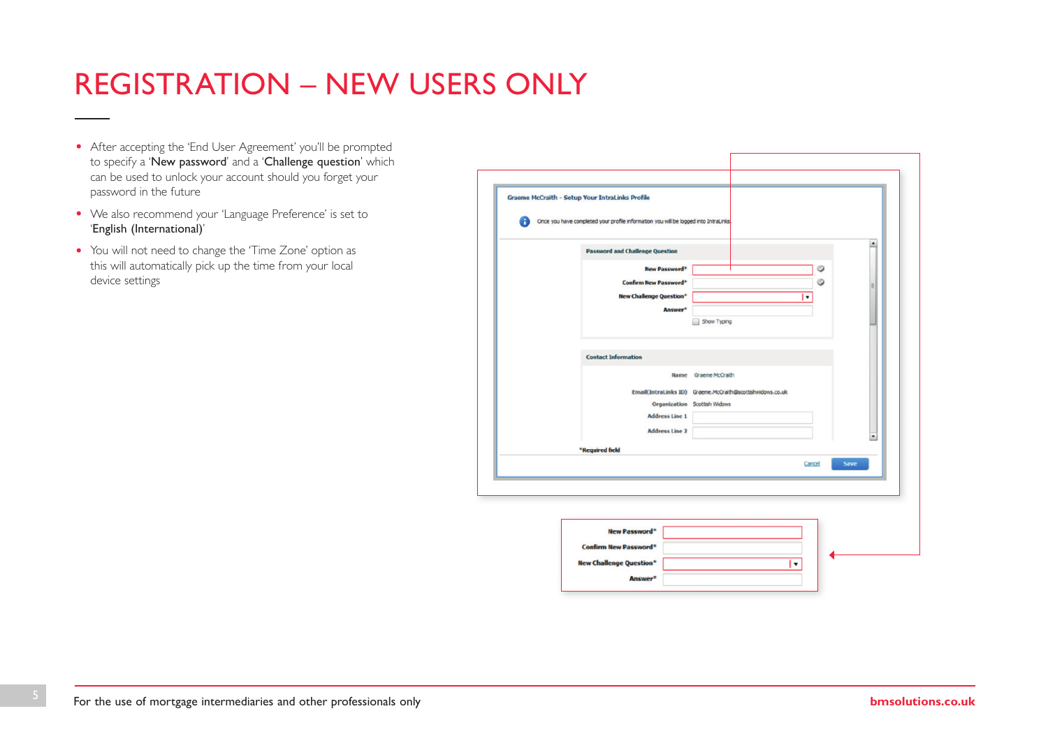# REGISTRATION – NEW USERS ONLY

- After accepting the 'End User Agreement' you'll be prompted to specify a '**New password**' and a '**Challenge question**' which can be used to unlock your account should you forget your password in the future
- We also recommend your 'Language Preference' is set to '**English (International)**'
- You will not need to change the 'Time Zone' option as this will automatically pick up the time from your local device settings

Graeme McCraith - Setup Your IntraLinks Profile

Once you have completed your profile information you will be logged into IntraLinks.

**Password and Challenge Question**

New Password*

Confirm New Password*

New Challenge Question*

Answer*

Show Typing

**Contact Information**

Name: Graeme McCraith

Email(IntraLinks ID): Graeme.McCraith@scottishwidows.co.uk

Organization: Scottish Widows

Address Line 1

Address Line 2

*Required field

Cancel | Save

New Password*

Confirm New Password*

New Challenge Question*

Answer*

For the use of mortgage intermediaries and other professionals only

bmsolutions.co.uk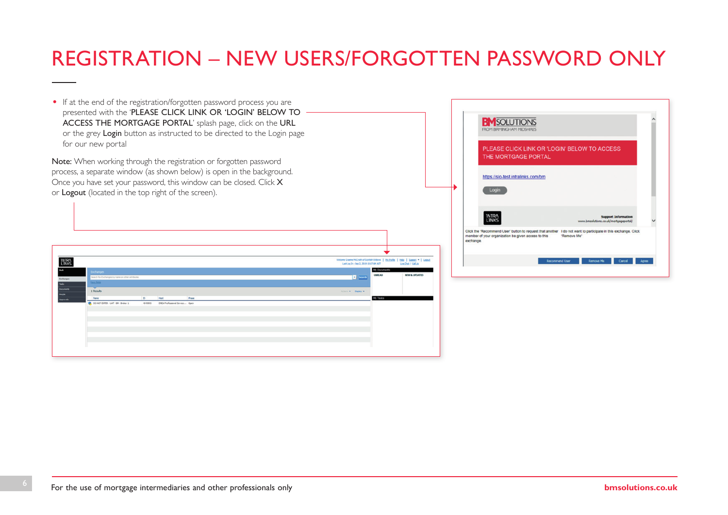# REGISTRATION – NEW USERS/FORGOTTEN PASSWORD ONLY

- If at the end of the registration/forgotten password process you are presented with the 'PLEASE CLICK LINK OR 'LOGIN' BELOW TO ACCESS THE MORTGAGE PORTAL' splash page, click on the URL or the grey **Login** button as instructed to be directed to the Login page for our new portal

**Note:** When working through the registration or forgotten password process, a separate window (as shown below) is open in the background. Once you have set your password, this window can be closed. Click **X** or **Logout** (located in the top right of the screen).

For the use of mortgage intermediaries and other professionals only

bmsolutions.co.uk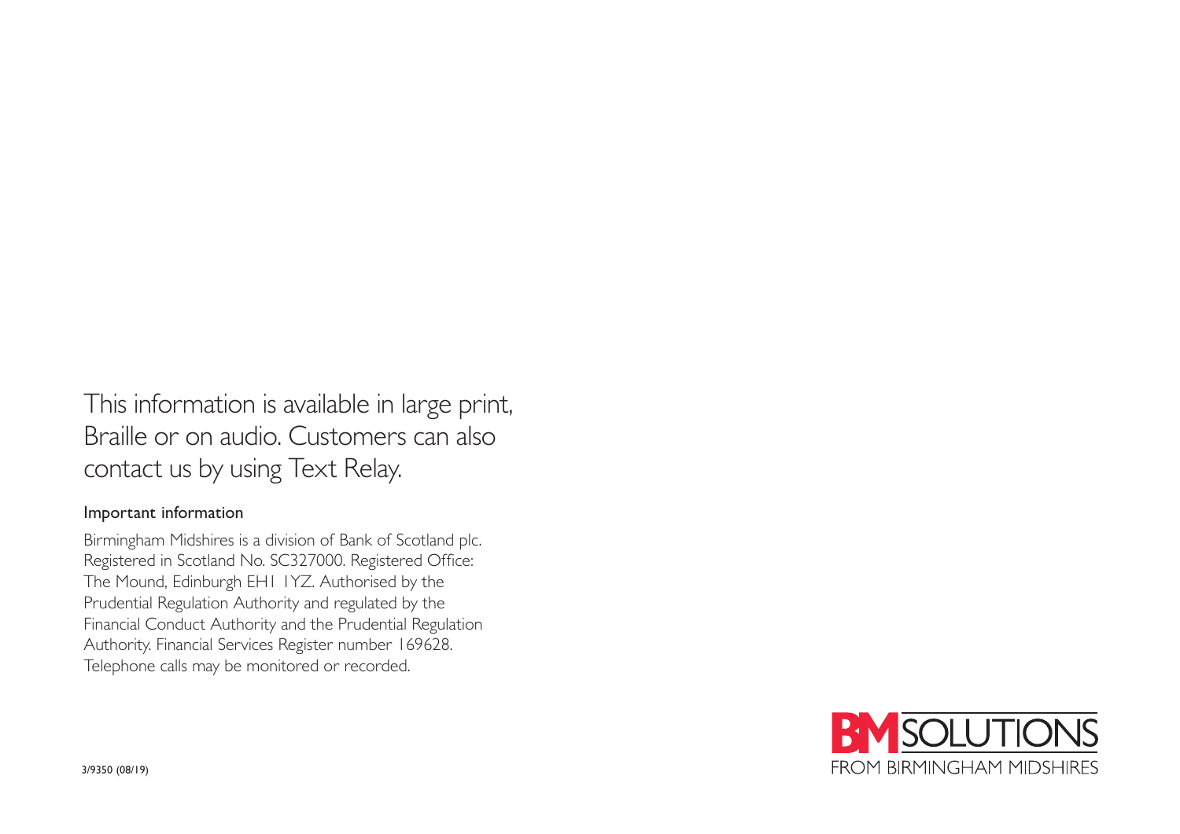This information is available in large print, Braille or on audio. Customers can also contact us by using Text Relay.

## Important information

Birmingham Midshires is a division of Bank of Scotland plc. Registered in Scotland No. SC327000. Registered Office: The Mound, Edinburgh EH1 1YZ. Authorised by the Prudential Regulation Authority and regulated by the Financial Conduct Authority and the Prudential Regulation Authority. Financial Services Register number 169628. Telephone calls may be monitored or recorded.

3/9350 (08/19)

BM SOLUTIONS
FROM BIRMINGHAM MIDSHIRES